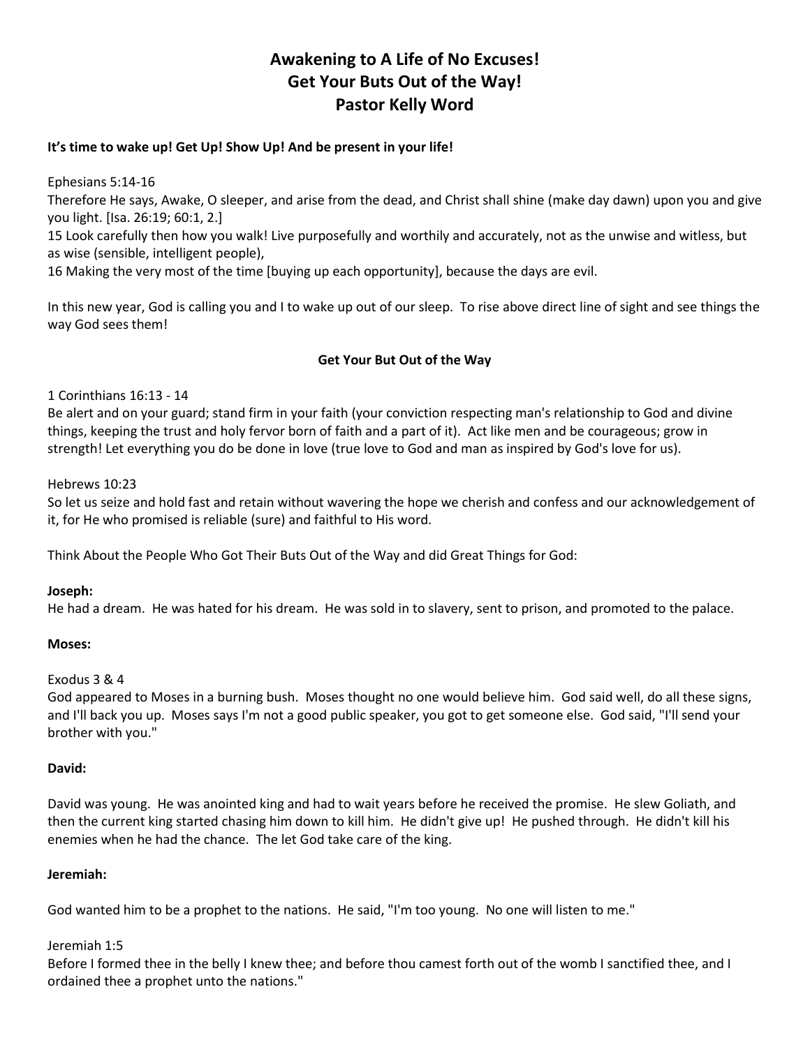# Awakening to A Life of No Excuses!
# Get Your Buts Out of the Way!
# Pastor Kelly Word

**It's time to wake up! Get Up! Show Up! And be present in your life!**

Ephesians 5:14-16
Therefore He says, Awake, O sleeper, and arise from the dead, and Christ shall shine (make day dawn) upon you and give you light. [Isa. 26:19; 60:1, 2.]
15 Look carefully then how you walk! Live purposefully and worthily and accurately, not as the unwise and witless, but as wise (sensible, intelligent people),
16 Making the very most of the time [buying up each opportunity], because the days are evil.

In this new year, God is calling you and I to wake up out of our sleep. To rise above direct line of sight and see things the way God sees them!

**Get Your But Out of the Way**

1 Corinthians 16:13 - 14
Be alert and on your guard; stand firm in your faith (your conviction respecting man's relationship to God and divine things, keeping the trust and holy fervor born of faith and a part of it). Act like men and be courageous; grow in strength! Let everything you do be done in love (true love to God and man as inspired by God's love for us).

Hebrews 10:23
So let us seize and hold fast and retain without wavering the hope we cherish and confess and our acknowledgement of it, for He who promised is reliable (sure) and faithful to His word.

Think About the People Who Got Their Buts Out of the Way and did Great Things for God:

**Joseph:**
He had a dream. He was hated for his dream. He was sold in to slavery, sent to prison, and promoted to the palace.

**Moses:**

Exodus 3 & 4
God appeared to Moses in a burning bush. Moses thought no one would believe him. God said well, do all these signs, and I'll back you up. Moses says I'm not a good public speaker, you got to get someone else. God said, "I'll send your brother with you."

**David:**

David was young. He was anointed king and had to wait years before he received the promise. He slew Goliath, and then the current king started chasing him down to kill him. He didn't give up! He pushed through. He didn't kill his enemies when he had the chance. The let God take care of the king.

**Jeremiah:**

God wanted him to be a prophet to the nations. He said, "I'm too young. No one will listen to me."

Jeremiah 1:5
Before I formed thee in the belly I knew thee; and before thou camest forth out of the womb I sanctified thee, and I ordained thee a prophet unto the nations."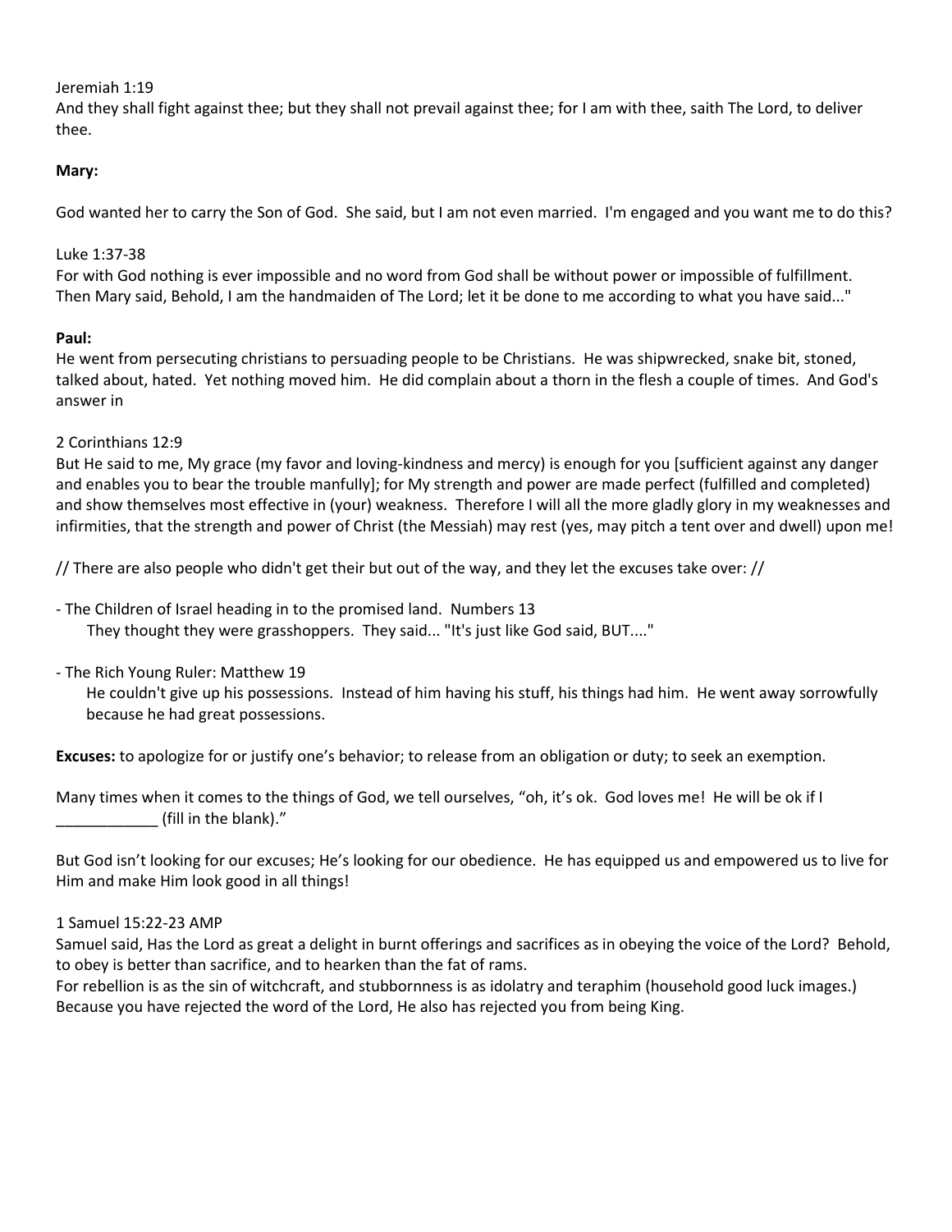Jeremiah 1:19
And they shall fight against thee; but they shall not prevail against thee; for I am with thee, saith The Lord, to deliver thee.

**Mary:**

God wanted her to carry the Son of God. She said, but I am not even married. I'm engaged and you want me to do this?

Luke 1:37-38
For with God nothing is ever impossible and no word from God shall be without power or impossible of fulfillment. Then Mary said, Behold, I am the handmaiden of The Lord; let it be done to me according to what you have said..."

**Paul:**
He went from persecuting christians to persuading people to be Christians. He was shipwrecked, snake bit, stoned, talked about, hated. Yet nothing moved him. He did complain about a thorn in the flesh a couple of times. And God's answer in

2 Corinthians 12:9
But He said to me, My grace (my favor and loving-kindness and mercy) is enough for you [sufficient against any danger and enables you to bear the trouble manfully]; for My strength and power are made perfect (fulfilled and completed) and show themselves most effective in (your) weakness. Therefore I will all the more gladly glory in my weaknesses and infirmities, that the strength and power of Christ (the Messiah) may rest (yes, may pitch a tent over and dwell) upon me!

// There are also people who didn't get their but out of the way, and they let the excuses take over: //

- The Children of Israel heading in to the promised land. Numbers 13
  They thought they were grasshoppers. They said... "It's just like God said, BUT...."

- The Rich Young Ruler: Matthew 19
  He couldn't give up his possessions. Instead of him having his stuff, his things had him. He went away sorrowfully because he had great possessions.

**Excuses:** to apologize for or justify one's behavior; to release from an obligation or duty; to seek an exemption.

Many times when it comes to the things of God, we tell ourselves, "oh, it's ok. God loves me! He will be ok if I ____________ (fill in the blank)."

But God isn't looking for our excuses; He's looking for our obedience. He has equipped us and empowered us to live for Him and make Him look good in all things!

1 Samuel 15:22-23 AMP
Samuel said, Has the Lord as great a delight in burnt offerings and sacrifices as in obeying the voice of the Lord? Behold, to obey is better than sacrifice, and to hearken than the fat of rams.
For rebellion is as the sin of witchcraft, and stubbornness is as idolatry and teraphim (household good luck images.) Because you have rejected the word of the Lord, He also has rejected you from being King.